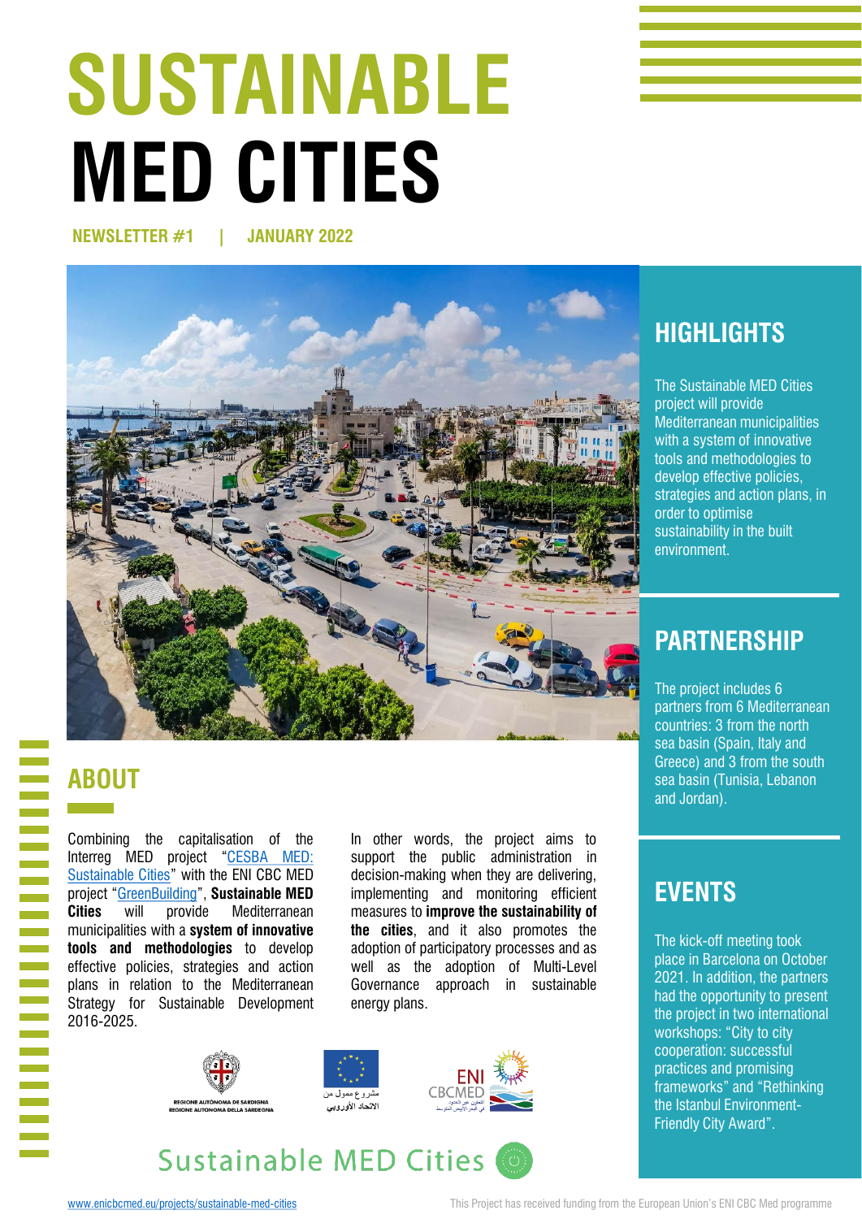# SUSTAINABLE MED CITIES

**NEWSLETTER #1 | JANUARY 2022**

## ABOUT

Combining the capitalisation of the Interreg MED project "CESBA MED: Sustainable Cities" with the ENI CBC MED project "GreenBuilding", **Sustainable MED Cities** will provide Mediterranean municipalities with a **system of innovative tools and methodologies** to develop effective policies, strategies and action plans in relation to the Mediterranean Strategy for Sustainable Development 2016-2025.

In other words, the project aims to support the public administration in decision-making when they are delivering, implementing and monitoring efficient measures to **improve the sustainability of the cities**, and it also promotes the adoption of participatory processes and as well as the adoption of Multi-Level Governance approach in sustainable energy plans.

## HIGHLIGHTS

The Sustainable MED Cities project will provide Mediterranean municipalities with a system of innovative tools and methodologies to develop effective policies, strategies and action plans, in order to optimise sustainability in the built environment.

## PARTNERSHIP

The project includes 6 partners from 6 Mediterranean countries: 3 from the north sea basin (Spain, Italy and Greece) and 3 from the south sea basin (Tunisia, Lebanon and Jordan).

## EVENTS

The kick-off meeting took place in Barcelona on October 2021. In addition, the partners had the opportunity to present the project in two international workshops: "City to city cooperation: successful practices and promising frameworks" and "Rethinking the Istanbul Environment-Friendly City Award".

REGIONE AUTÒNOMA DE SARDIGNA
REGIONE AUTONOMA DELLA SARDEGNA

مشروع ممول من
الاتحاد الأوروبي

ENI CBCMED

Sustainable MED Cities

www.enicbcmed.eu/projects/sustainable-med-cities

This Project has received funding from the European Union's ENI CBC Med programme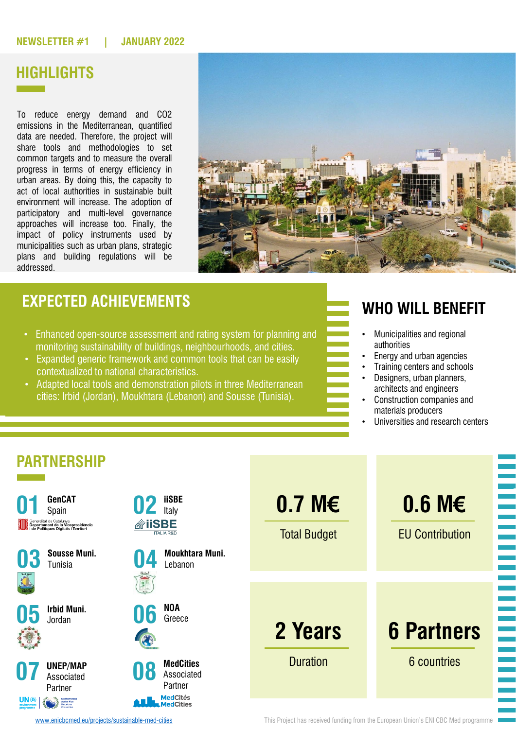NEWSLETTER #1 | JANUARY 2022

## HIGHLIGHTS

To reduce energy demand and $CO_2$ emissions in the Mediterranean, quantified data are needed. Therefore, the project will share tools and methodologies to set common targets and to measure the overall progress in terms of energy efficiency in urban areas. By doing this, the capacity to act of local authorities in sustainable built environment will increase. The adoption of participatory and multi-level governance approaches will increase too. Finally, the impact of policy instruments used by municipalities such as urban plans, strategic plans and building regulations will be addressed.

## EXPECTED ACHIEVEMENTS

- Enhanced open-source assessment and rating system for planning and monitoring sustainability of buildings, neighbourhoods, and cities.
- Expanded generic framework and common tools that can be easily contextualized to national characteristics.
- Adapted local tools and demonstration pilots in three Mediterranean cities: Irbid (Jordan), Moukhtara (Lebanon) and Sousse (Tunisia).

## WHO WILL BENEFIT

- Municipalities and regional authorities
- Energy and urban agencies
- Training centers and schools
- Designers, urban planners, architects and engineers
- Construction companies and materials producers
- Universities and research centers

## PARTNERSHIP

**01 GenCAT** Spain

Generalitat de Catalunya Departament de la Vicepresidència i de Polítiques Digitals i Territori

**02 iiSBE** Italy

iiSBE ITALIA R&D

**03 Sousse Muni.** Tunisia

**04 Moukhtara Muni.** Lebanon

**05 Irbid Muni.** Jordan

**06 NOA** Greece

**07 UNEP/MAP** Associated Partner

**08 MedCities** Associated Partner

| 0.7 M€ | 0.6 M€ |
|---|---|
| Total Budget | EU Contribution |
| **2 Years** | **6 Partners** |
| Duration | 6 countries |

www.enicbcmed.eu/projects/sustainable-med-cities

This Project has received funding from the European Union's ENI CBC Med programme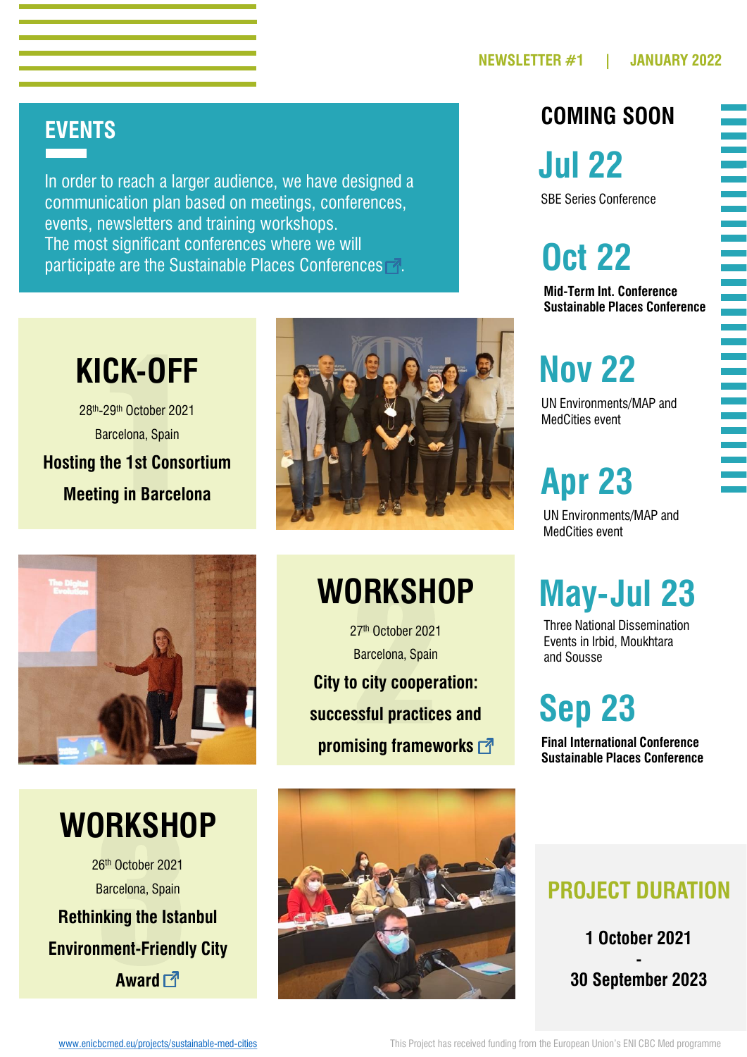NEWSLETTER #1 | JANUARY 2022

## EVENTS

In order to reach a larger audience, we have designed a communication plan based on meetings, conferences, events, newsletters and training workshops.
The most significant conferences where we will participate are the Sustainable Places Conferences.

### KICK-OFF

28th-29th October 2021

Barcelona, Spain

**Hosting the 1st Consortium Meeting in Barcelona**

### WORKSHOP

27th October 2021

Barcelona, Spain

**City to city cooperation: successful practices and promising frameworks**

### WORKSHOP

26th October 2021

Barcelona, Spain

**Rethinking the Istanbul Environment-Friendly City Award**

## COMING SOON

**Jul 22**
SBE Series Conference

**Oct 22**
**Mid-Term Int. Conference Sustainable Places Conference**

**Nov 22**
UN Environments/MAP and MedCities event

**Apr 23**
UN Environments/MAP and MedCities event

**May-Jul 23**
Three National Dissemination Events in Irbid, Moukhtara and Sousse

**Sep 23**
**Final International Conference Sustainable Places Conference**

## PROJECT DURATION

**1 October 2021 - 30 September 2023**

www.enicbcmed.eu/projects/sustainable-med-cities

This Project has received funding from the European Union's ENI CBC Med programme